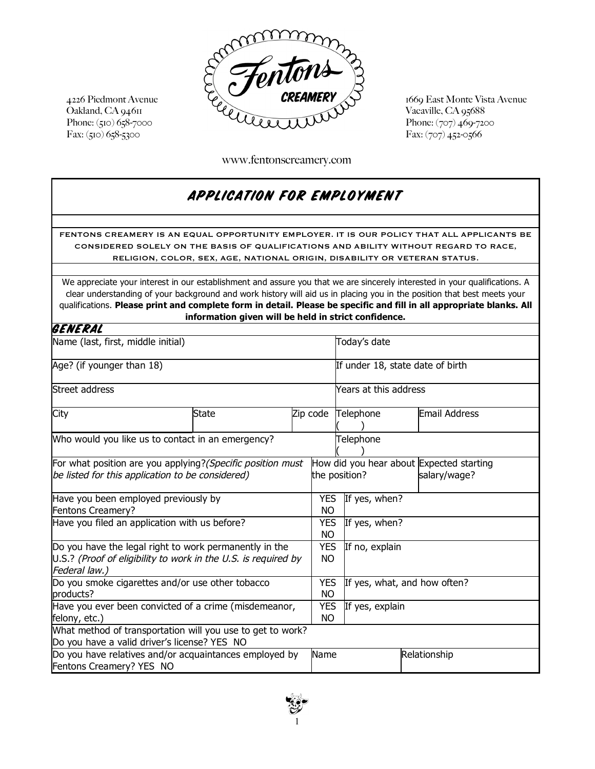4226 Piedmont Avenue
Oakland, CA 94611
Phone: (510) 658-7000
Fax: (510) 658-5300

Fentons CREAMERY

1669 East Monte Vista Avenue
Vacaville, CA 95688
Phone: (707) 469-7200
Fax: (707) 452-0566

www.fentonscreamery.com

# APPLICATION FOR EMPLOYMENT

FENTONS CREAMERY IS AN EQUAL OPPORTUNITY EMPLOYER. IT IS OUR POLICY THAT ALL APPLICANTS BE CONSIDERED SOLELY ON THE BASIS OF QUALIFICATIONS AND ABILITY WITHOUT REGARD TO RACE, RELIGION, COLOR, SEX, AGE, NATIONAL ORIGIN, DISABILITY OR VETERAN STATUS.

We appreciate your interest in our establishment and assure you that we are sincerely interested in your qualifications. A clear understanding of your background and work history will aid us in placing you in the position that best meets your qualifications. **Please print and complete form in detail. Please be specific and fill in all appropriate blanks. All information given will be held in strict confidence.**

## GENERAL

| | | | | |
|---|---|---|---|---|
| Name (last, first, middle initial) | | | Today's date | |
| Age? (if younger than 18) | | | If under 18, state date of birth | |
| Street address | | | Years at this address | |
| City | State | Zip code | Telephone ( ) | Email Address |
| Who would you like us to contact in an emergency? | | | Telephone ( ) | |
| For what position are you applying? *(Specific position must be listed for this application to be considered)* | | | How did you hear about the position? | Expected starting salary/wage? |
| Have you been employed previously by Fentons Creamery? | | YES NO | If yes, when? | |
| Have you filed an application with us before? | | YES NO | If yes, when? | |
| Do you have the legal right to work permanently in the U.S.? *(Proof of eligibility to work in the U.S. is required by Federal law.)* | | YES NO | If no, explain | |
| Do you smoke cigarettes and/or use other tobacco products? | | YES NO | If yes, what, and how often? | |
| Have you ever been convicted of a crime (misdemeanor, felony, etc.) | | YES NO | If yes, explain | |
| What method of transportation will you use to get to work? Do you have a valid driver's license? YES NO | | | | |
| Do you have relatives and/or acquaintances employed by Fentons Creamery? YES NO | | | Name | Relationship |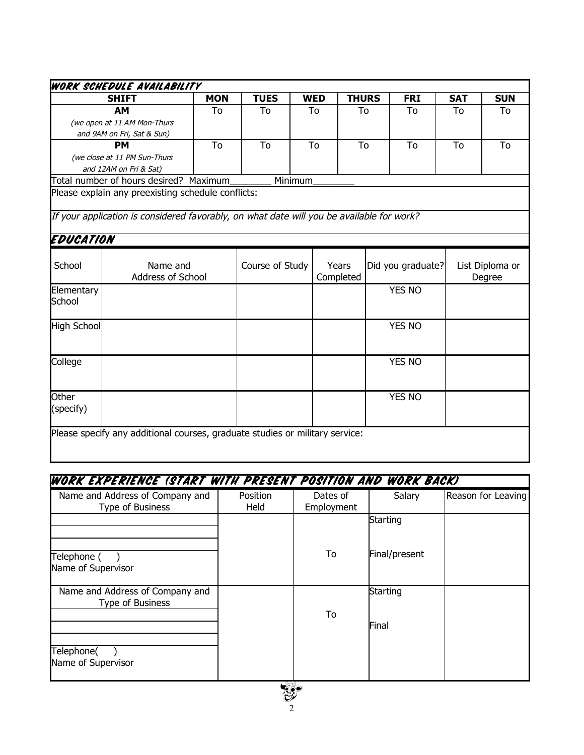## WORK SCHEDULE AVAILABILITY

| SHIFT | MON | TUES | WED | THURS | FRI | SAT | SUN |
| --- | --- | --- | --- | --- | --- | --- | --- |
| **AM** *(we open at 11 AM Mon-Thurs and 9AM on Fri, Sat & Sun)* | To | To | To | To | To | To | To |
| **PM** *(we close at 11 PM Sun-Thurs and 12AM on Fri & Sat)* | To | To | To | To | To | To | To |

Total number of hours desired? Maximum________ Minimum________

Please explain any preexisting schedule conflicts:

*If your application is considered favorably, on what date will you be available for work?*

## EDUCATION

| School | Name and Address of School | Course of Study | Years Completed | Did you graduate? | List Diploma or Degree |
| --- | --- | --- | --- | --- | --- |
| Elementary School | | | | YES NO | |
| High School | | | | YES NO | |
| College | | | | YES NO | |
| Other (specify) | | | | YES NO | |

Please specify any additional courses, graduate studies or military service:

## WORK EXPERIENCE (START WITH PRESENT POSITION AND WORK BACK)

| Name and Address of Company and Type of Business | Position Held | Dates of Employment | Salary | Reason for Leaving |
| --- | --- | --- | --- | --- |
| Telephone ( ) Name of Supervisor | | To | Starting Final/present | |
| Name and Address of Company and Type of Business Telephone( ) Name of Supervisor | | To | Starting Final | |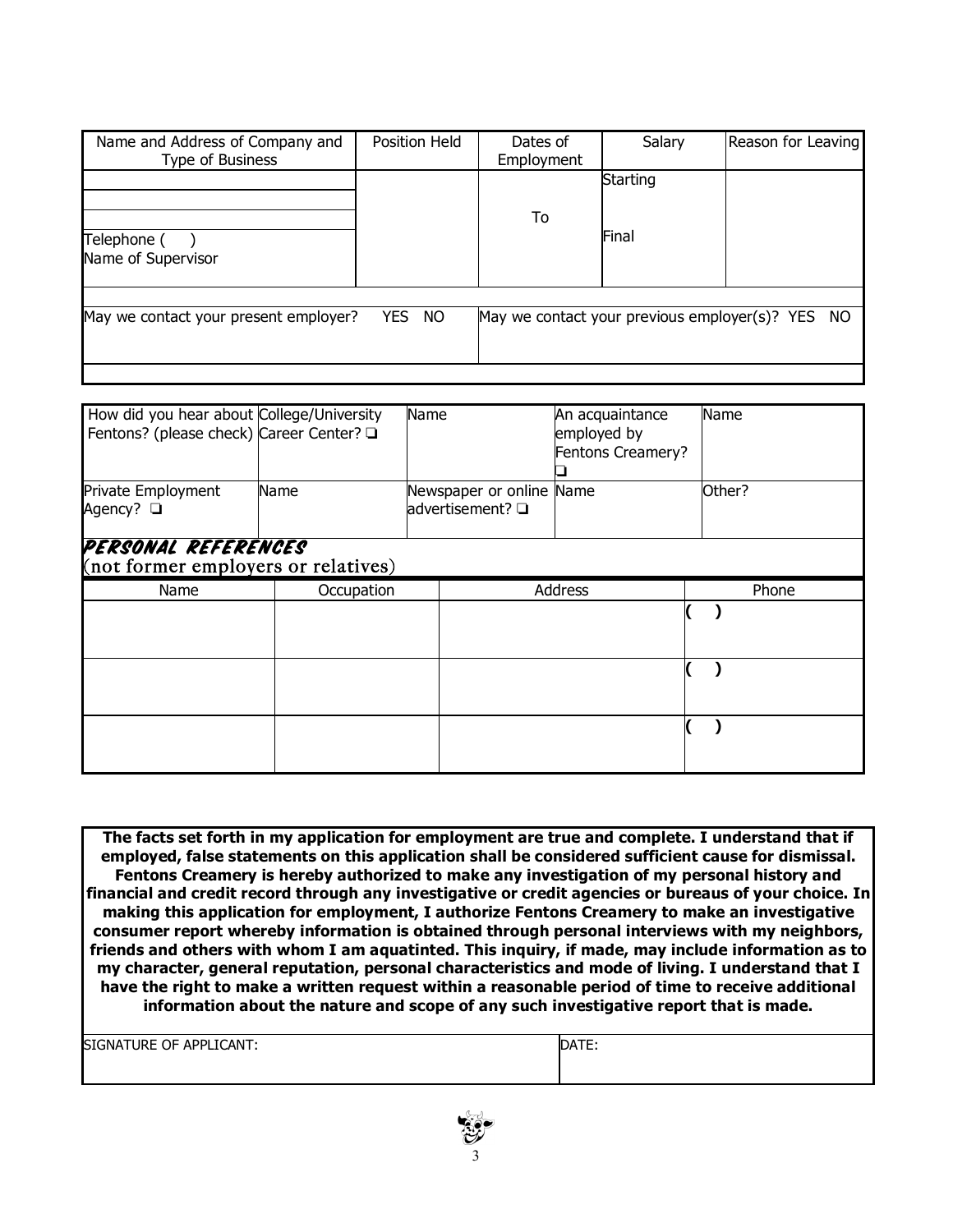| Name and Address of Company and Type of Business | Position Held | Dates of Employment | Salary | Reason for Leaving |
|---|---|---|---|---|
| | | | Starting | |
| | | To | | |
| Telephone ( ) Name of Supervisor | | | Final | |

| May we contact your present employer? YES NO | May we contact your previous employer(s)? YES NO |
|---|---|

| How did you hear about Fentons? (please check) | College/University Career Center? ❑ | Name | An acquaintance employed by Fentons Creamery? ❑ | Name |
|---|---|---|---|---|
| Private Employment Agency? ❑ | Name | Newspaper or online advertisement? ❑ | Name | Other? |

## PERSONAL REFERENCES
(not former employers or relatives)

| Name | Occupation | Address | Phone |
|---|---|---|---|
| | | | ( ) |
| | | | ( ) |
| | | | ( ) |

**The facts set forth in my application for employment are true and complete. I understand that if employed, false statements on this application shall be considered sufficient cause for dismissal. Fentons Creamery is hereby authorized to make any investigation of my personal history and financial and credit record through any investigative or credit agencies or bureaus of your choice. In making this application for employment, I authorize Fentons Creamery to make an investigative consumer report whereby information is obtained through personal interviews with my neighbors, friends and others with whom I am aquatinted. This inquiry, if made, may include information as to my character, general reputation, personal characteristics and mode of living. I understand that I have the right to make a written request within a reasonable period of time to receive additional information about the nature and scope of any such investigative report that is made.**

| SIGNATURE OF APPLICANT: | DATE: |
|---|---|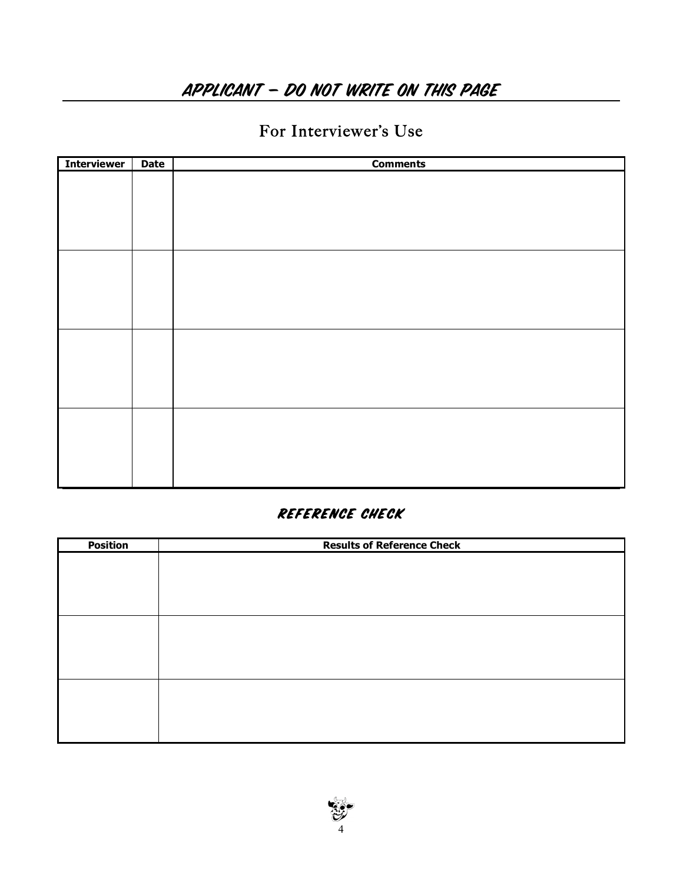## APPLICANT – DO NOT WRITE ON THIS PAGE

### For Interviewer's Use

| Interviewer | Date | Comments |
| --- | --- | --- |
| | | |
| | | |
| | | |
| | | |

### REFERENCE CHECK

| Position | Results of Reference Check |
| --- | --- |
| | |
| | |
| | |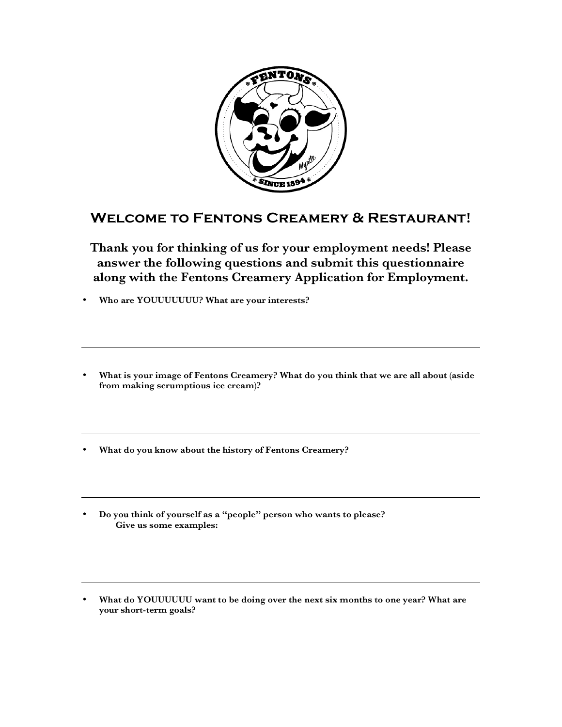# Welcome to Fentons Creamery & Restaurant!

**Thank you for thinking of us for your employment needs! Please answer the following questions and submit this questionnaire along with the Fentons Creamery Application for Employment.**

- **Who are YOUUUUUUU? What are your interests?**

---

- **What is your image of Fentons Creamery? What do you think that we are all about (aside from making scrumptious ice cream)?**

---

- **What do you know about the history of Fentons Creamery?**

---

- **Do you think of yourself as a "people" person who wants to please?**
  **Give us some examples:**

---

- **What do YOUUUUUU want to be doing over the next six months to one year? What are your short-term goals?**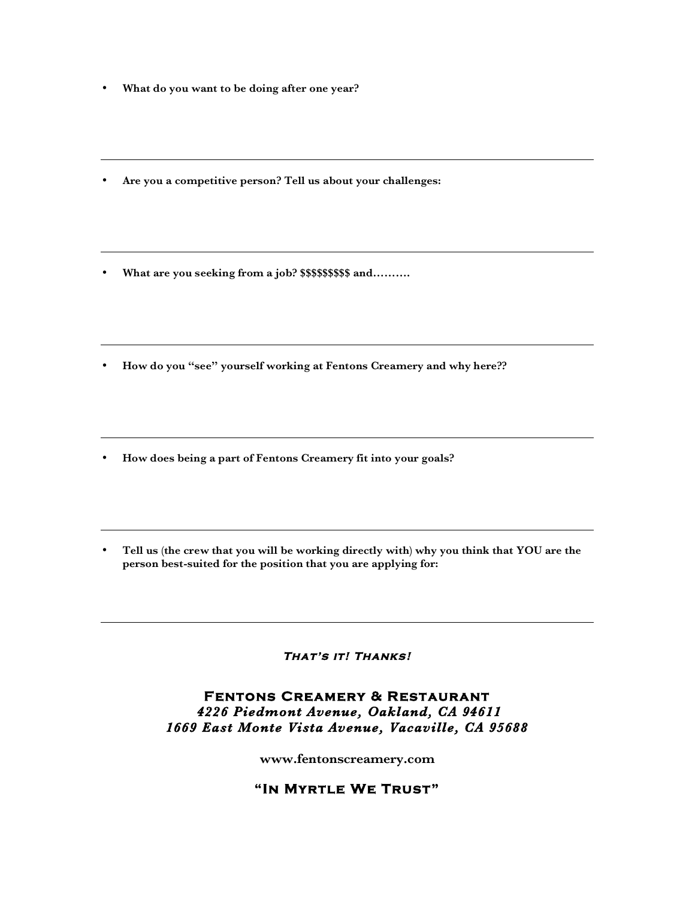- **What do you want to be doing after one year?**

---

- **Are you a competitive person? Tell us about your challenges:**

---

- **What are you seeking from a job? $$$$$$$$$ and……….**

---

- **How do you "see" yourself working at Fentons Creamery and why here??**

---

- **How does being a part of Fentons Creamery fit into your goals?**

---

- **Tell us (the crew that you will be working directly with) why you think that YOU are the person best-suited for the position that you are applying for:**

---

***That's it! Thanks!***

**Fentons Creamery & Restaurant**
***4226 Piedmont Avenue, Oakland, CA 94611***
***1669 East Monte Vista Avenue, Vacaville, CA 95688***

**www.fentonscreamery.com**

**"In Myrtle We Trust"**